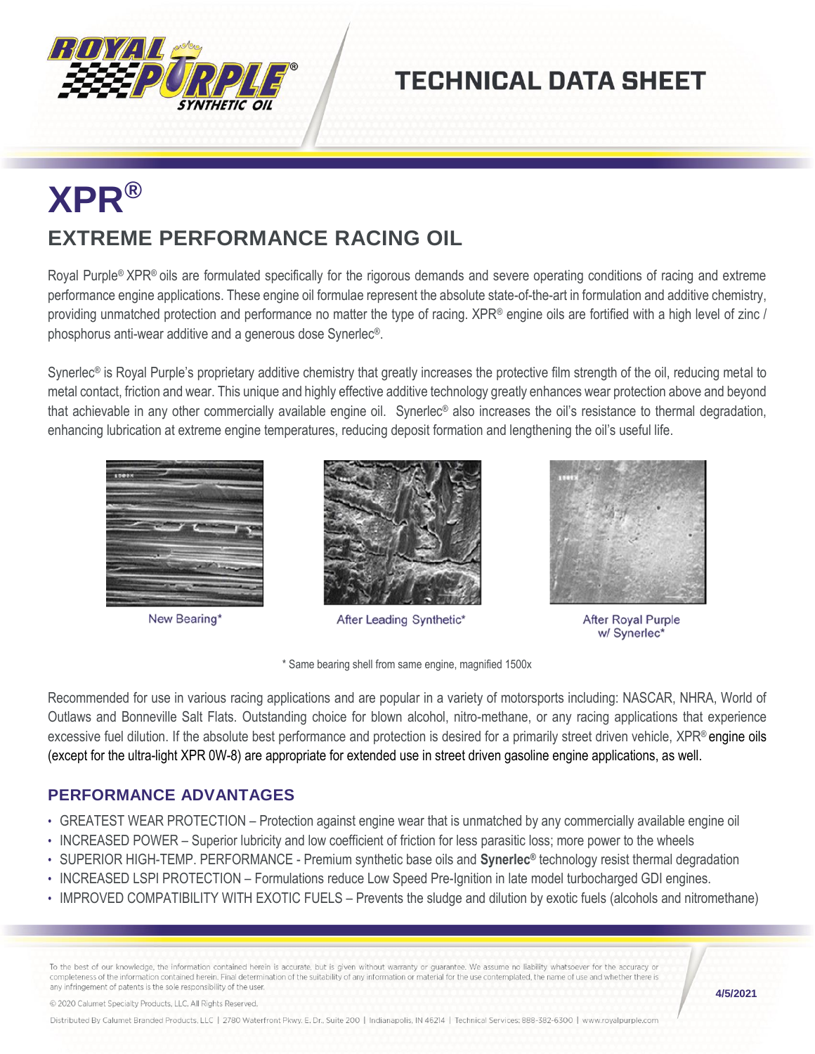# TECHNICAL DATA SHEET

# XPR®

## EXTREME PERFORMANCE RACING OIL

Royal Purple® XPR® oils are formulated specifically for the rigorous demands and severe operating conditions of racing and extreme performance engine applications. These engine oil formulae represent the absolute state-of-the-art in formulation and additive chemistry, providing unmatched protection and performance no matter the type of racing. XPR® engine oils are fortified with a high level of zinc / phosphorus anti-wear additive and a generous dose Synerlec®.

Synerlec® is Royal Purple's proprietary additive chemistry that greatly increases the protective film strength of the oil, reducing metal to metal contact, friction and wear. This unique and highly effective additive technology greatly enhances wear protection above and beyond that achievable in any other commercially available engine oil. Synerlec® also increases the oil's resistance to thermal degradation, enhancing lubrication at extreme engine temperatures, reducing deposit formation and lengthening the oil's useful life.

New Bearing*

After Leading Synthetic*

After Royal Purple w/ Synerlec*

* Same bearing shell from same engine, magnified 1500x

Recommended for use in various racing applications and are popular in a variety of motorsports including: NASCAR, NHRA, World of Outlaws and Bonneville Salt Flats. Outstanding choice for blown alcohol, nitro-methane, or any racing applications that experience excessive fuel dilution. If the absolute best performance and protection is desired for a primarily street driven vehicle, XPR® engine oils (except for the ultra-light XPR 0W-8) are appropriate for extended use in street driven gasoline engine applications, as well.

### PERFORMANCE ADVANTAGES

- GREATEST WEAR PROTECTION – Protection against engine wear that is unmatched by any commercially available engine oil
- INCREASED POWER – Superior lubricity and low coefficient of friction for less parasitic loss; more power to the wheels
- SUPERIOR HIGH-TEMP. PERFORMANCE - Premium synthetic base oils and **Synerlec®** technology resist thermal degradation
- INCREASED LSPI PROTECTION – Formulations reduce Low Speed Pre-Ignition in late model turbocharged GDI engines.
- IMPROVED COMPATIBILITY WITH EXOTIC FUELS – Prevents the sludge and dilution by exotic fuels (alcohols and nitromethane)

To the best of our knowledge, the information contained herein is accurate, but is given without warranty or guarantee. We assume no liability whatsoever for the accuracy or completeness of the information contained herein. Final determination of the suitability of any information or material for the use contemplated, the name of use and whether there is any infringement of patents is the sole responsibility of the user.

© 2020 Calumet Specialty Products, LLC. All Rights Reserved.

4/5/2021

Distributed By Calumet Branded Products, LLC | 2780 Waterfront Pkwy. E. Dr., Suite 200 | Indianapolis, IN 46214 | Technical Services: 888-382-6300 | www.royalpurple.com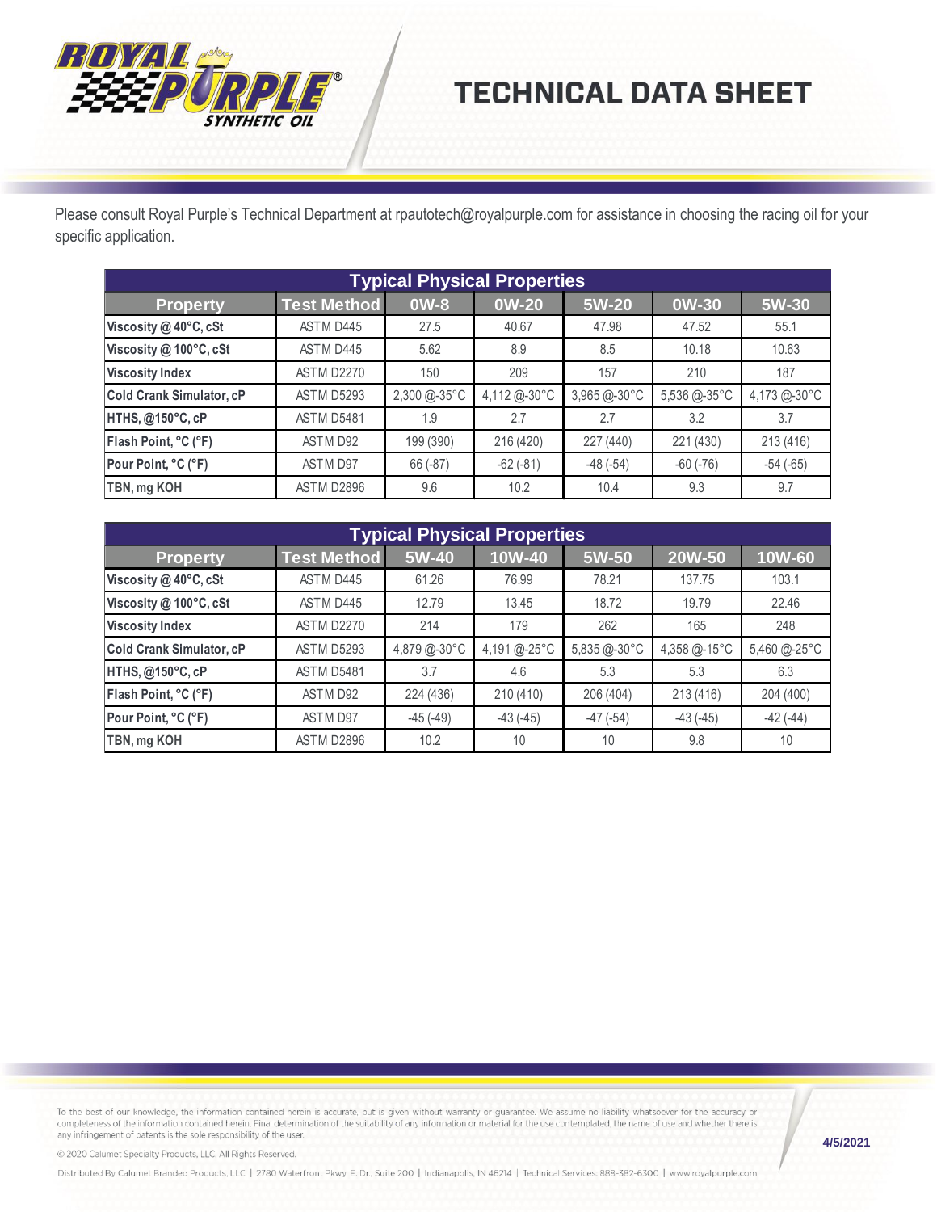# TECHNICAL DATA SHEET

Please consult Royal Purple's Technical Department at rpautotech@royalpurple.com for assistance in choosing the racing oil for your specific application.

**Typical Physical Properties**

| Property | Test Method | 0W-8 | 0W-20 | 5W-20 | 0W-30 | 5W-30 |
|---|---|---|---|---|---|---|
| Viscosity @ 40°C, cSt | ASTM D445 | 27.5 | 40.67 | 47.98 | 47.52 | 55.1 |
| Viscosity @ 100°C, cSt | ASTM D445 | 5.62 | 8.9 | 8.5 | 10.18 | 10.63 |
| Viscosity Index | ASTM D2270 | 150 | 209 | 157 | 210 | 187 |
| Cold Crank Simulator, cP | ASTM D5293 | 2,300 @-35°C | 4,112 @-30°C | 3,965 @-30°C | 5,536 @-35°C | 4,173 @-30°C |
| HTHS, @150°C, cP | ASTM D5481 | 1.9 | 2.7 | 2.7 | 3.2 | 3.7 |
| Flash Point, °C (°F) | ASTM D92 | 199 (390) | 216 (420) | 227 (440) | 221 (430) | 213 (416) |
| Pour Point, °C (°F) | ASTM D97 | 66 (-87) | -62 (-81) | -48 (-54) | -60 (-76) | -54 (-65) |
| TBN, mg KOH | ASTM D2896 | 9.6 | 10.2 | 10.4 | 9.3 | 9.7 |

**Typical Physical Properties**

| Property | Test Method | 5W-40 | 10W-40 | 5W-50 | 20W-50 | 10W-60 |
|---|---|---|---|---|---|---|
| Viscosity @ 40°C, cSt | ASTM D445 | 61.26 | 76.99 | 78.21 | 137.75 | 103.1 |
| Viscosity @ 100°C, cSt | ASTM D445 | 12.79 | 13.45 | 18.72 | 19.79 | 22.46 |
| Viscosity Index | ASTM D2270 | 214 | 179 | 262 | 165 | 248 |
| Cold Crank Simulator, cP | ASTM D5293 | 4,879 @-30°C | 4,191 @-25°C | 5,835 @-30°C | 4,358 @-15°C | 5,460 @-25°C |
| HTHS, @150°C, cP | ASTM D5481 | 3.7 | 4.6 | 5.3 | 5.3 | 6.3 |
| Flash Point, °C (°F) | ASTM D92 | 224 (436) | 210 (410) | 206 (404) | 213 (416) | 204 (400) |
| Pour Point, °C (°F) | ASTM D97 | -45 (-49) | -43 (-45) | -47 (-54) | -43 (-45) | -42 (-44) |
| TBN, mg KOH | ASTM D2896 | 10.2 | 10 | 10 | 9.8 | 10 |

To the best of our knowledge, the information contained herein is accurate, but is given without warranty or guarantee. We assume no liability whatsoever for the accuracy or completeness of the information contained herein. Final determination of the suitability of any information or material for the use contemplated, the name of use and whether there is any infringement of patents is the sole responsibility of the user.

© 2020 Calumet Specialty Products, LLC. All Rights Reserved.

4/5/2021

Distributed By Calumet Branded Products, LLC | 2780 Waterfront Pkwy. E. Dr., Suite 200 | Indianapolis, IN 46214 | Technical Services: 888-382-6300 | www.royalpurple.com